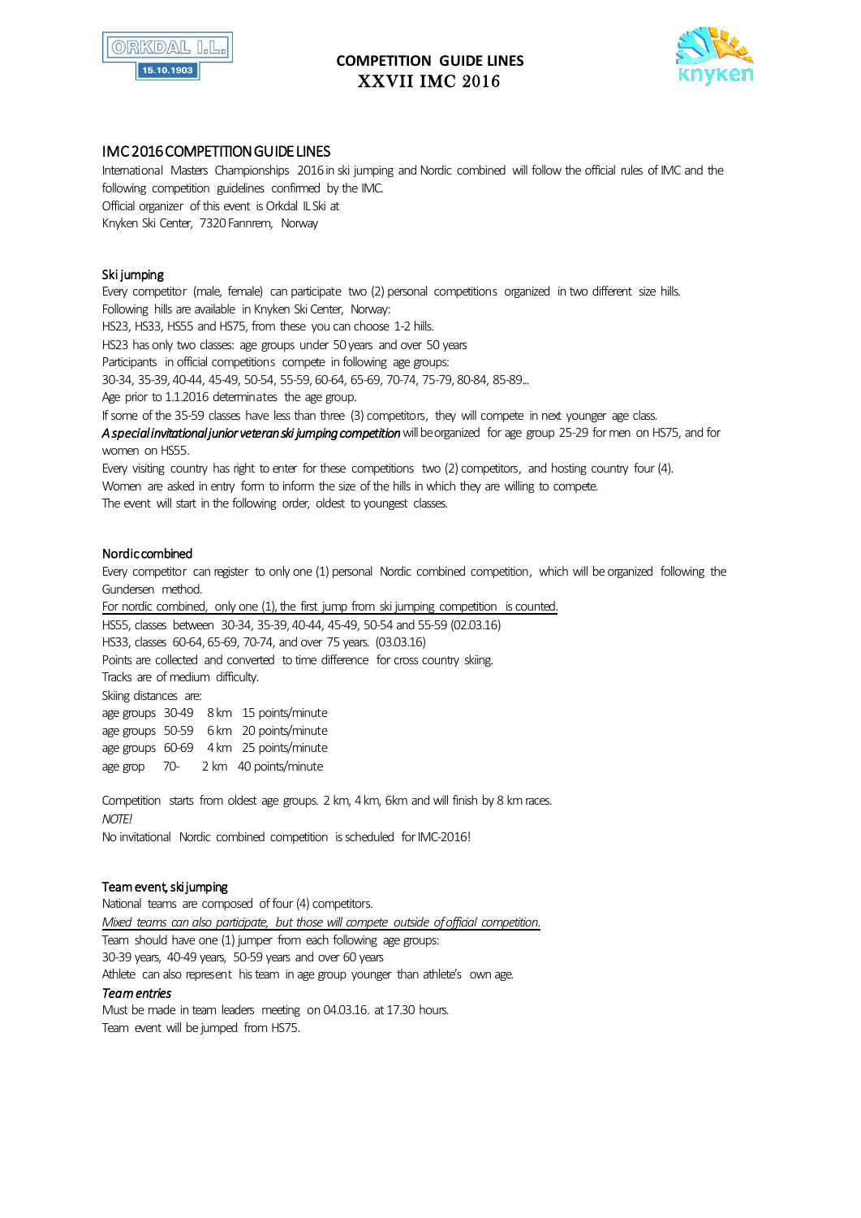# COMPETITION GUIDE LINES
# XXVII IMC 2016

## IMC 2016 COMPETITION GUIDE LINES

International Masters Championships 2016 in ski jumping and Nordic combined will follow the official rules of IMC and the following competition guidelines confirmed by the IMC.
Official organizer of this event is Orkdal IL Ski at
Knyken Ski Center, 7320 Fannrem, Norway

## Ski jumping

Every competitor (male, female) can participate two (2) personal competitions organized in two different size hills.
Following hills are available in Knyken Ski Center, Norway:
HS23, HS33, HS55 and HS75, from these you can choose 1-2 hills.
HS23 has only two classes: age groups under 50 years and over 50 years
Participants in official competitions compete in following age groups:
30-34, 35-39, 40-44, 45-49, 50-54, 55-59, 60-64, 65-69, 70-74, 75-79, 80-84, 85-89...
Age prior to 1.1.2016 determinates the age group.
If some of the 35-59 classes have less than three (3) competitors, they will compete in next younger age class.
***A special invitational junior veteran ski jumping competition*** will be organized for age group 25-29 for men on HS75, and for women on HS55.
Every visiting country has right to enter for these competitions two (2) competitors, and hosting country four (4).
Women are asked in entry form to inform the size of the hills in which they are willing to compete.
The event will start in the following order, oldest to youngest classes.

## Nordic combined

Every competitor can register to only one (1) personal Nordic combined competition, which will be organized following the Gundersen method.
<u>For nordic combined, only one (1), the first jump from ski jumping competition is counted.</u>
HS55, classes between 30-34, 35-39, 40-44, 45-49, 50-54 and 55-59 (02.03.16)
HS33, classes 60-64, 65-69, 70-74, and over 75 years. (03.03.16)
Points are collected and converted to time difference for cross country skiing.
Tracks are of medium difficulty.
Skiing distances are:
age groups 30-49 8 km 15 points/minute
age groups 50-59 6 km 20 points/minute
age groups 60-69 4 km 25 points/minute
age grop 70- 2 km 40 points/minute

Competition starts from oldest age groups. 2 km, 4 km, 6km and will finish by 8 km races.
*NOTE!*
No invitational Nordic combined competition is scheduled for IMC-2016!

## Team event, ski jumping

National teams are composed of four (4) competitors.
*<u>Mixed teams can also participate, but those will compete outside of official competition.</u>*
Team should have one (1) jumper from each following age groups:
30-39 years, 40-49 years, 50-59 years and over 60 years
Athlete can also represent his team in age group younger than athlete's own age.

***Team entries***
Must be made in team leaders meeting on 04.03.16. at 17.30 hours.
Team event will be jumped from HS75.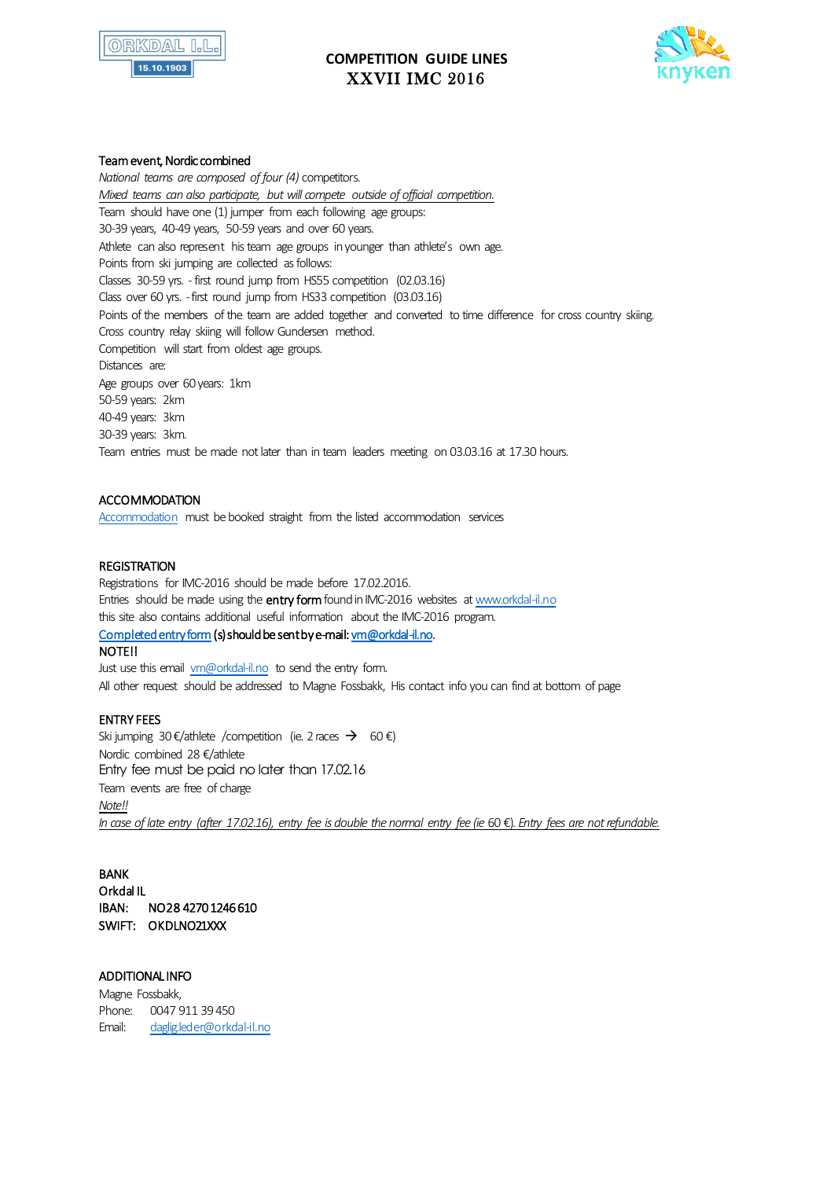# COMPETITION GUIDE LINES
## XXVII IMC 2016

### Team event, Nordic combined

*National teams are composed of four (4)* competitors.

*Mixed teams can also participate, but will compete outside of official competition.*

Team should have one (1) jumper from each following age groups:

30-39 years, 40-49 years, 50-59 years and over 60 years.

Athlete can also represent his team age groups in younger than athlete's own age.

Points from ski jumping are collected as follows:

Classes 30-59 yrs. - first round jump from HS55 competition (02.03.16)

Class over 60 yrs. - first round jump from HS33 competition (03.03.16)

Points of the members of the team are added together and converted to time difference for cross country skiing.

Cross country relay skiing will follow Gundersen method.

Competition will start from oldest age groups.

Distances are:

Age groups over 60 years: 1km

50-59 years: 2km

40-49 years: 3km

30-39 years: 3km.

Team entries must be made not later than in team leaders meeting on 03.03.16 at 17.30 hours.

### ACCOMMODATION

Accommodation must be booked straight from the listed accommodation services

### REGISTRATION

Registrations for IMC-2016 should be made before 17.02.2016.

Entries should be made using the **entry form** found in IMC-2016 websites at www.orkdal-il.no

this site also contains additional useful information about the IMC-2016 program.

**Completed entry form (s) should be sent by e-mail: vm@orkdal-il.no.**

**NOTE!!**

Just use this email vm@orkdal-il.no to send the entry form.

All other request should be addressed to Magne Fossbakk, His contact info you can find at bottom of page

### ENTRY FEES

Ski jumping 30 €/athlete /competition (ie. 2 races → 60 €)

Nordic combined 28 €/athlete

Entry fee must be paid no later than 17.02.16

Team events are free of charge

*Note!!*

*In case of late entry (after 17.02.16), entry fee is double the normal entry fee (ie 60 €). Entry fees are not refundable.*

### BANK

Orkdal IL

IBAN: NO28 4270 1246 610

SWIFT: OKDLNO21XXX

### ADDITIONAL INFO

Magne Fossbakk,

Phone: 0047 911 39 450

Email: daglig.leder@orkdal-il.no